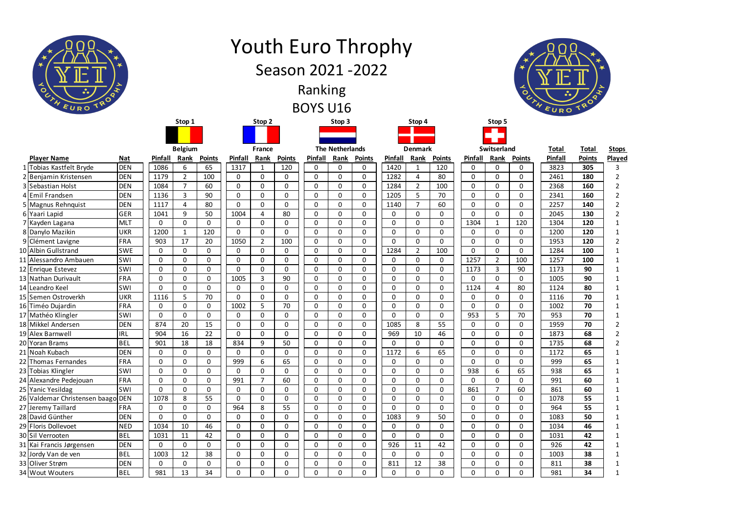# Youth Euro Throphy

## Season 2021 -2022

## Ranking

## BOYS U16

| | Player Name | Nat | Stop 1 Belgium Pinfall | Rank | Points | Stop 2 France Pinfall | Rank | Points | Stop 3 The Netherlands Pinfall | Rank | Points | Stop 4 Denmark Pinfall | Rank | Points | Stop 5 Switserland Pinfall | Rank | Points | Total Pinfall | Total Points | Stops Played |
|---|---|---|---|---|---|---|---|---|---|---|---|---|---|---|---|---|---|---|---|---|
| 1 | Tobias Kastfelt Bryde | DEN | 1086 | 6 | 65 | 1317 | 1 | 120 | 0 | 0 | 0 | 1420 | 1 | 120 | 0 | 0 | 0 | 3823 | **305** | 3 |
| 2 | Benjamin Kristensen | DEN | 1179 | 2 | 100 | 0 | 0 | 0 | 0 | 0 | 0 | 1282 | 4 | 80 | 0 | 0 | 0 | 2461 | **180** | 2 |
| 3 | Sebastian Holst | DEN | 1084 | 7 | 60 | 0 | 0 | 0 | 0 | 0 | 0 | 1284 | 2 | 100 | 0 | 0 | 0 | 2368 | **160** | 2 |
| 4 | Emil Frandsen | DEN | 1136 | 3 | 90 | 0 | 0 | 0 | 0 | 0 | 0 | 1205 | 5 | 70 | 0 | 0 | 0 | 2341 | **160** | 2 |
| 5 | Magnus Rehnquist | DEN | 1117 | 4 | 80 | 0 | 0 | 0 | 0 | 0 | 0 | 1140 | 7 | 60 | 0 | 0 | 0 | 2257 | **140** | 2 |
| 6 | Yaari Lapid | GER | 1041 | 9 | 50 | 1004 | 4 | 80 | 0 | 0 | 0 | 0 | 0 | 0 | 0 | 0 | 0 | 2045 | **130** | 2 |
| 7 | Kayden Lagana | MLT | 0 | 0 | 0 | 0 | 0 | 0 | 0 | 0 | 0 | 0 | 0 | 0 | 1304 | 1 | 120 | 1304 | **120** | 1 |
| 8 | Danylo Mazikin | UKR | 1200 | 1 | 120 | 0 | 0 | 0 | 0 | 0 | 0 | 0 | 0 | 0 | 0 | 0 | 0 | 1200 | **120** | 1 |
| 9 | Clément Lavigne | FRA | 903 | 17 | 20 | 1050 | 2 | 100 | 0 | 0 | 0 | 0 | 0 | 0 | 0 | 0 | 0 | 1953 | **120** | 2 |
| 10 | Albin Gullstrand | SWE | 0 | 0 | 0 | 0 | 0 | 0 | 0 | 0 | 0 | 1284 | 2 | 100 | 0 | 0 | 0 | 1284 | **100** | 1 |
| 11 | Alessandro Ambauen | SWI | 0 | 0 | 0 | 0 | 0 | 0 | 0 | 0 | 0 | 0 | 0 | 0 | 1257 | 2 | 100 | 1257 | **100** | 1 |
| 12 | Enrique Estevez | SWI | 0 | 0 | 0 | 0 | 0 | 0 | 0 | 0 | 0 | 0 | 0 | 0 | 1173 | 3 | 90 | 1173 | **90** | 1 |
| 13 | Nathan Durivault | FRA | 0 | 0 | 0 | 1005 | 3 | 90 | 0 | 0 | 0 | 0 | 0 | 0 | 0 | 0 | 0 | 1005 | **90** | 1 |
| 14 | Leandro Keel | SWI | 0 | 0 | 0 | 0 | 0 | 0 | 0 | 0 | 0 | 0 | 0 | 0 | 1124 | 4 | 80 | 1124 | **80** | 1 |
| 15 | Semen Ostroverkh | UKR | 1116 | 5 | 70 | 0 | 0 | 0 | 0 | 0 | 0 | 0 | 0 | 0 | 0 | 0 | 0 | 1116 | **70** | 1 |
| 16 | Timéo Dujardin | FRA | 0 | 0 | 0 | 1002 | 5 | 70 | 0 | 0 | 0 | 0 | 0 | 0 | 0 | 0 | 0 | 1002 | **70** | 1 |
| 17 | Mathéo Klingler | SWI | 0 | 0 | 0 | 0 | 0 | 0 | 0 | 0 | 0 | 0 | 0 | 0 | 953 | 5 | 70 | 953 | **70** | 1 |
| 18 | Mikkel Andersen | DEN | 874 | 20 | 15 | 0 | 0 | 0 | 0 | 0 | 0 | 1085 | 8 | 55 | 0 | 0 | 0 | 1959 | **70** | 2 |
| 19 | Alex Barnwell | IRL | 904 | 16 | 22 | 0 | 0 | 0 | 0 | 0 | 0 | 969 | 10 | 46 | 0 | 0 | 0 | 1873 | **68** | 2 |
| 20 | Yoran Brams | BEL | 901 | 18 | 18 | 834 | 9 | 50 | 0 | 0 | 0 | 0 | 0 | 0 | 0 | 0 | 0 | 1735 | **68** | 2 |
| 21 | Noah Kubach | DEN | 0 | 0 | 0 | 0 | 0 | 0 | 0 | 0 | 0 | 1172 | 6 | 65 | 0 | 0 | 0 | 1172 | **65** | 1 |
| 22 | Thomas Fernandes | FRA | 0 | 0 | 0 | 999 | 6 | 65 | 0 | 0 | 0 | 0 | 0 | 0 | 0 | 0 | 0 | 999 | **65** | 1 |
| 23 | Tobias Klingler | SWI | 0 | 0 | 0 | 0 | 0 | 0 | 0 | 0 | 0 | 0 | 0 | 0 | 938 | 6 | 65 | 938 | **65** | 1 |
| 24 | Alexandre Pedejouan | FRA | 0 | 0 | 0 | 991 | 7 | 60 | 0 | 0 | 0 | 0 | 0 | 0 | 0 | 0 | 0 | 991 | **60** | 1 |
| 25 | Yanic Yesildag | SWI | 0 | 0 | 0 | 0 | 0 | 0 | 0 | 0 | 0 | 0 | 0 | 0 | 861 | 7 | 60 | 861 | **60** | 1 |
| 26 | Valdemar Christensen baago | DEN | 1078 | 8 | 55 | 0 | 0 | 0 | 0 | 0 | 0 | 0 | 0 | 0 | 0 | 0 | 0 | 1078 | **55** | 1 |
| 27 | Jeremy Taillard | FRA | 0 | 0 | 0 | 964 | 8 | 55 | 0 | 0 | 0 | 0 | 0 | 0 | 0 | 0 | 0 | 964 | **55** | 1 |
| 28 | David Günther | DEN | 0 | 0 | 0 | 0 | 0 | 0 | 0 | 0 | 0 | 1083 | 9 | 50 | 0 | 0 | 0 | 1083 | **50** | 1 |
| 29 | Floris Dollevoet | NED | 1034 | 10 | 46 | 0 | 0 | 0 | 0 | 0 | 0 | 0 | 0 | 0 | 0 | 0 | 0 | 1034 | **46** | 1 |
| 30 | Sil Verrooten | BEL | 1031 | 11 | 42 | 0 | 0 | 0 | 0 | 0 | 0 | 0 | 0 | 0 | 0 | 0 | 0 | 1031 | **42** | 1 |
| 31 | Kai Francis Jørgensen | DEN | 0 | 0 | 0 | 0 | 0 | 0 | 0 | 0 | 0 | 926 | 11 | 42 | 0 | 0 | 0 | 926 | **42** | 1 |
| 32 | Jordy Van de ven | BEL | 1003 | 12 | 38 | 0 | 0 | 0 | 0 | 0 | 0 | 0 | 0 | 0 | 0 | 0 | 0 | 1003 | **38** | 1 |
| 33 | Oliver Strøm | DEN | 0 | 0 | 0 | 0 | 0 | 0 | 0 | 0 | 0 | 811 | 12 | 38 | 0 | 0 | 0 | 811 | **38** | 1 |
| 34 | Wout Wouters | BEL | 981 | 13 | 34 | 0 | 0 | 0 | 0 | 0 | 0 | 0 | 0 | 0 | 0 | 0 | 0 | 981 | **34** | 1 |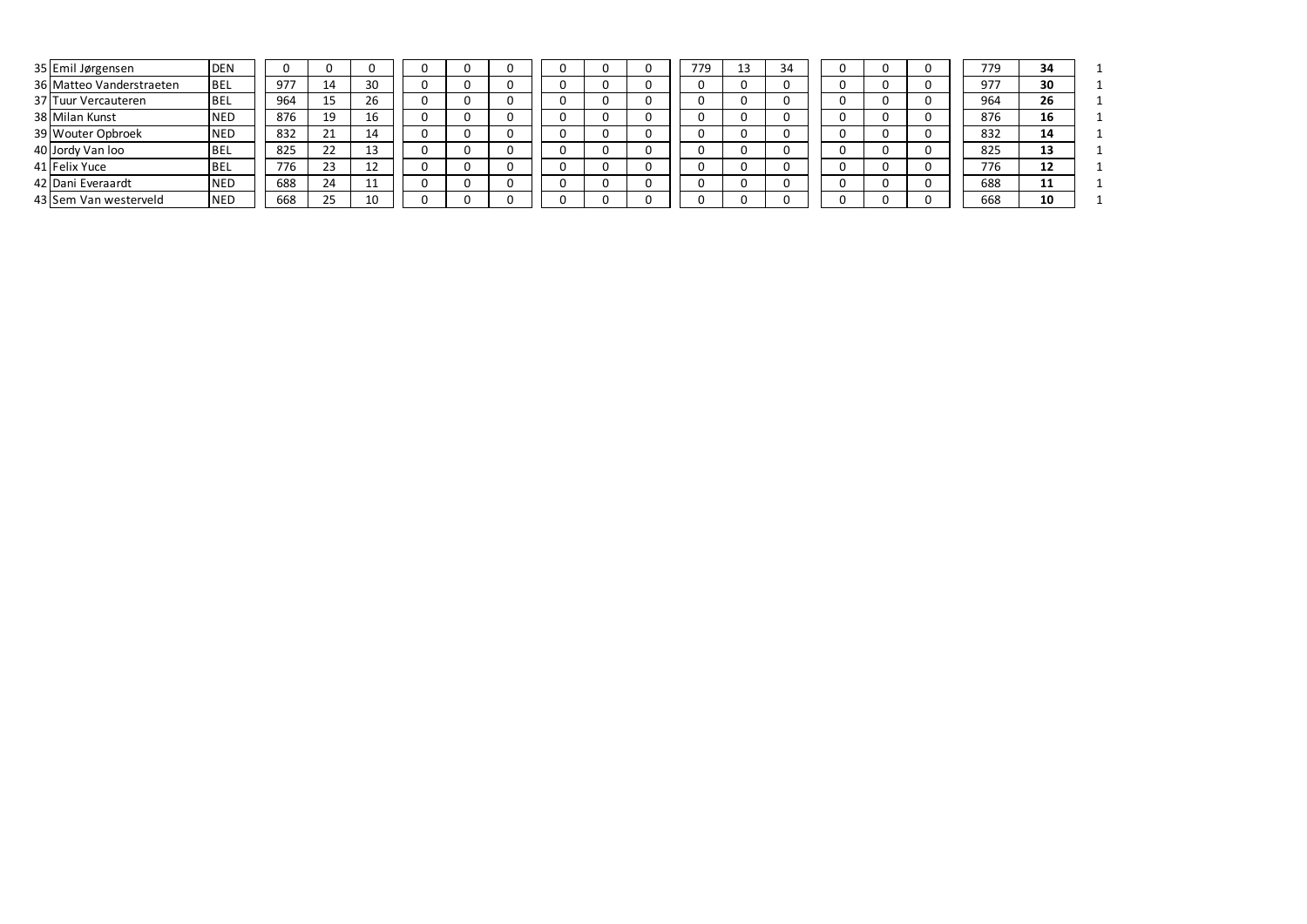| | | | | | | | | | | | | | | | | | | | | | | |
|---|---|---|---|---|---|---|---|---|---|---|---|---|---|---|---|---|---|---|---|---|---|---|
| 35 | Emil Jørgensen | DEN | 0 | 0 | 0 | 0 | 0 | 0 | 0 | 0 | 0 | 779 | 13 | 34 | 0 | 0 | 0 | 779 | **34** | 1 |
| 36 | Matteo Vanderstraeten | BEL | 977 | 14 | 30 | 0 | 0 | 0 | 0 | 0 | 0 | 0 | 0 | 0 | 0 | 0 | 0 | 977 | **30** | 1 |
| 37 | Tuur Vercauteren | BEL | 964 | 15 | 26 | 0 | 0 | 0 | 0 | 0 | 0 | 0 | 0 | 0 | 0 | 0 | 0 | 964 | **26** | 1 |
| 38 | Milan Kunst | NED | 876 | 19 | 16 | 0 | 0 | 0 | 0 | 0 | 0 | 0 | 0 | 0 | 0 | 0 | 0 | 876 | **16** | 1 |
| 39 | Wouter Opbroek | NED | 832 | 21 | 14 | 0 | 0 | 0 | 0 | 0 | 0 | 0 | 0 | 0 | 0 | 0 | 0 | 832 | **14** | 1 |
| 40 | Jordy Van loo | BEL | 825 | 22 | 13 | 0 | 0 | 0 | 0 | 0 | 0 | 0 | 0 | 0 | 0 | 0 | 0 | 825 | **13** | 1 |
| 41 | Felix Yuce | BEL | 776 | 23 | 12 | 0 | 0 | 0 | 0 | 0 | 0 | 0 | 0 | 0 | 0 | 0 | 0 | 776 | **12** | 1 |
| 42 | Dani Everaardt | NED | 688 | 24 | 11 | 0 | 0 | 0 | 0 | 0 | 0 | 0 | 0 | 0 | 0 | 0 | 0 | 688 | **11** | 1 |
| 43 | Sem Van westerveld | NED | 668 | 25 | 10 | 0 | 0 | 0 | 0 | 0 | 0 | 0 | 0 | 0 | 0 | 0 | 0 | 668 | **10** | 1 |